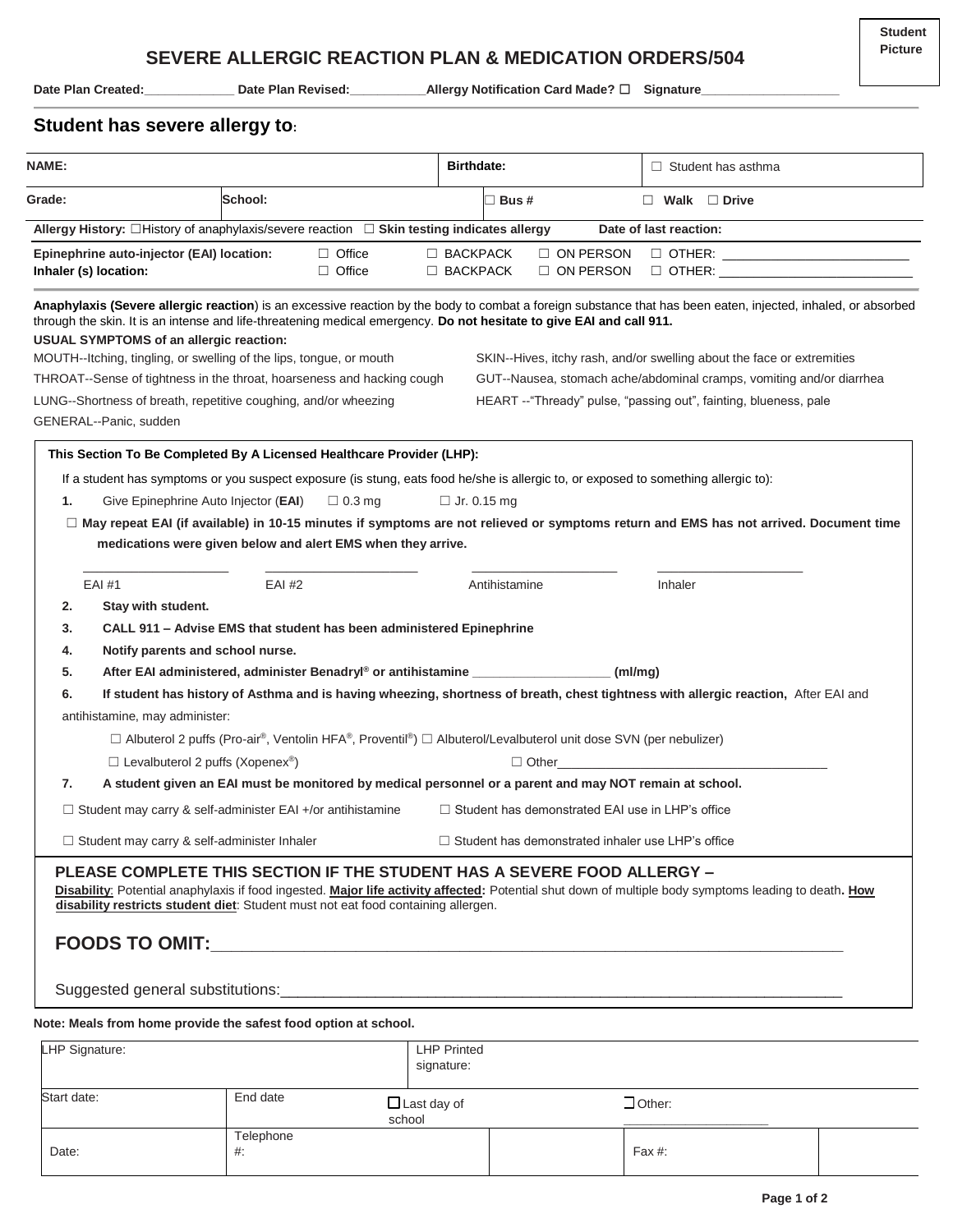Student Picture

# SEVERE ALLERGIC REACTION PLAN & MEDICATION ORDERS/504

**Date Plan Created:**_____________ **Date Plan Revised:**___________**Allergy Notification Card Made?** ☐ **Signature**____________________

## Student has severe allergy to:

| **NAME:** | | **Birthdate:** | | ☐ Student has asthma |
|---|---|---|---|---|
| **Grade:** | **School:** | | ☐ **Bus #** | ☐ **Walk** ☐ **Drive** |

**Allergy History:** ☐History of anaphylaxis/severe reaction ☐ **Skin testing indicates allergy** **Date of last reaction:**

| **Epinephrine auto-injector (EAI) location:** | ☐ Office | ☐ BACKPACK | ☐ ON PERSON | ☐ OTHER: ____________________ |
|---|---|---|---|---|
| **Inhaler (s) location:** | ☐ Office | ☐ BACKPACK | ☐ ON PERSON | ☐ OTHER: ____________________ |

**Anaphylaxis (Severe allergic reaction**) is an excessive reaction by the body to combat a foreign substance that has been eaten, injected, inhaled, or absorbed through the skin. It is an intense and life-threatening medical emergency. **Do not hesitate to give EAI and call 911.**

**USUAL SYMPTOMS of an allergic reaction:**

MOUTH--Itching, tingling, or swelling of the lips, tongue, or mouth

THROAT--Sense of tightness in the throat, hoarseness and hacking cough

LUNG--Shortness of breath, repetitive coughing, and/or wheezing

GENERAL--Panic, sudden

SKIN--Hives, itchy rash, and/or swelling about the face or extremities

GUT--Nausea, stomach ache/abdominal cramps, vomiting and/or diarrhea

HEART --"Thready" pulse, "passing out", fainting, blueness, pale

**This Section To Be Completed By A Licensed Healthcare Provider (LHP):**

If a student has symptoms or you suspect exposure (is stung, eats food he/she is allergic to, or exposed to something allergic to):

1. Give Epinephrine Auto Injector (**EAI**) ☐ 0.3 mg ☐ Jr. 0.15 mg

☐ **May repeat EAI (if available) in 10-15 minutes if symptoms are not relieved or symptoms return and EMS has not arrived. Document time medications were given below and alert EMS when they arrive.**

____________________ ____________________ ____________________ ____________________

EAI #1 EAI #2 Antihistamine Inhaler

2. **Stay with student.**
3. **CALL 911 – Advise EMS that student has been administered Epinephrine**
4. **Notify parents and school nurse.**
5. **After EAI administered, administer Benadryl® or antihistamine ___________________ (ml/mg)**
6. **If student has history of Asthma and is having wheezing, shortness of breath, chest tightness with allergic reaction,** After EAI and antihistamine, may administer:

   ☐ Albuterol 2 puffs (Pro-air®, Ventolin HFA®, Proventil®) ☐ Albuterol/Levalbuterol unit dose SVN (per nebulizer)

   ☐ Levalbuterol 2 puffs (Xopenex®) ☐ Other_____________________________________

7. **A student given an EAI must be monitored by medical personnel or a parent and may NOT remain at school.**

☐ Student may carry & self-administer EAI +/or antihistamine ☐ Student has demonstrated EAI use in LHP's office

☐ Student may carry & self-administer Inhaler ☐ Student has demonstrated inhaler use LHP's office

### PLEASE COMPLETE THIS SECTION IF THE STUDENT HAS A SEVERE FOOD ALLERGY –

**Disability**: Potential anaphylaxis if food ingested. **Major life activity affected:** Potential shut down of multiple body symptoms leading to death**. How disability restricts student diet**: Student must not eat food containing allergen.

**FOODS TO OMIT:**_______________________________________________________________

Suggested general substitutions:_______________________________________________________

**Note: Meals from home provide the safest food option at school.**

| LHP Signature: | | LHP Printed signature: | | | |
|---|---|---|---|---|---|
| Start date: | End date | ☐ Last day of school | | ☐ Other: ____________ | |
| Date: | Telephone #: | | | Fax #: | |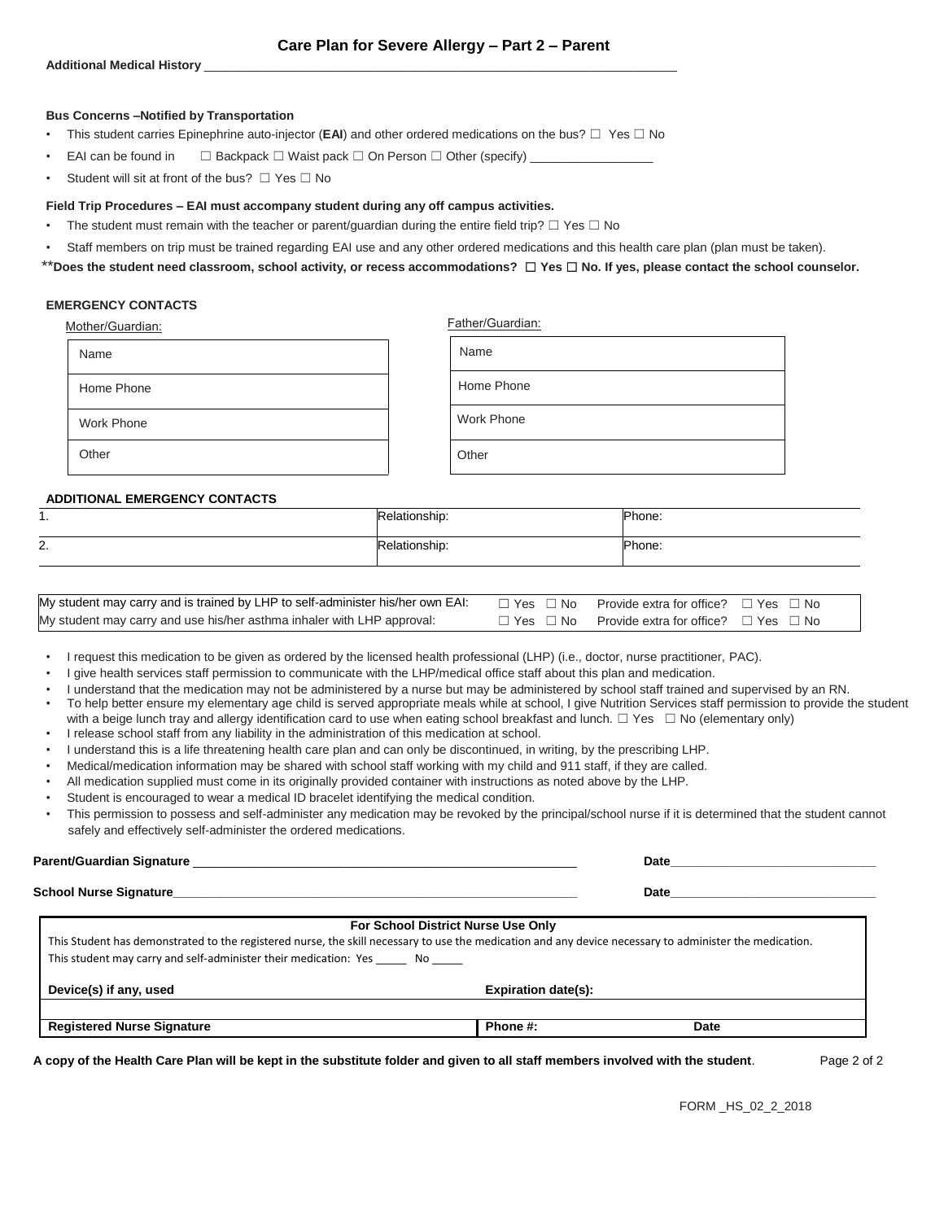## Care Plan for Severe Allergy – Part 2 – Parent

**Additional Medical History** ___________________________________________________________________

**Bus Concerns –Notified by Transportation**

- This student carries Epinephrine auto-injector (**EAI**) and other ordered medications on the bus? ☐ Yes ☐ No
- EAI can be found in ☐ Backpack ☐ Waist pack ☐ On Person ☐ Other (specify) _________________
- Student will sit at front of the bus? ☐ Yes ☐ No

**Field Trip Procedures – EAI must accompany student during any off campus activities.**

- The student must remain with the teacher or parent/guardian during the entire field trip? ☐ Yes ☐ No
- Staff members on trip must be trained regarding EAI use and any other ordered medications and this health care plan (plan must be taken).

****Does the student need classroom, school activity, or recess accommodations? ☐ Yes ☐ No. If yes, please contact the school counselor.**

**EMERGENCY CONTACTS**

| Mother/Guardian: | Father/Guardian: |
|---|---|
| Name | Name |
| Home Phone | Home Phone |
| Work Phone | Work Phone |
| Other | Other |

**ADDITIONAL EMERGENCY CONTACTS**

| | | |
|---|---|---|
| 1. | Relationship: | Phone: |
| 2. | Relationship: | Phone: |

| | | |
|---|---|---|
| My student may carry and is trained by LHP to self-administer his/her own EAI: | ☐ Yes ☐ No | Provide extra for office? ☐ Yes ☐ No |
| My student may carry and use his/her asthma inhaler with LHP approval: | ☐ Yes ☐ No | Provide extra for office? ☐ Yes ☐ No |

- I request this medication to be given as ordered by the licensed health professional (LHP) (i.e., doctor, nurse practitioner, PAC).
- I give health services staff permission to communicate with the LHP/medical office staff about this plan and medication.
- I understand that the medication may not be administered by a nurse but may be administered by school staff trained and supervised by an RN.
- To help better ensure my elementary age child is served appropriate meals while at school, I give Nutrition Services staff permission to provide the student with a beige lunch tray and allergy identification card to use when eating school breakfast and lunch. ☐ Yes ☐ No (elementary only)
- I release school staff from any liability in the administration of this medication at school.
- I understand this is a life threatening health care plan and can only be discontinued, in writing, by the prescribing LHP.
- Medical/medication information may be shared with school staff working with my child and 911 staff, if they are called.
- All medication supplied must come in its originally provided container with instructions as noted above by the LHP.
- Student is encouraged to wear a medical ID bracelet identifying the medical condition.
- This permission to possess and self-administer any medication may be revoked by the principal/school nurse if it is determined that the student cannot safely and effectively self-administer the ordered medications.

**Parent/Guardian Signature** ______________________________________________ **Date**___________________________

**School Nurse Signature**_________________________________________________ **Date**___________________________

**For School District Nurse Use Only**

This Student has demonstrated to the registered nurse, the skill necessary to use the medication and any device necessary to administer the medication.

This student may carry and self-administer their medication: Yes _____ No _____

| **Device(s) if any, used** | **Expiration date(s):** | |
|---|---|---|
| | | |
| **Registered Nurse Signature** | **Phone #:** | **Date** |

**A copy of the Health Care Plan will be kept in the substitute folder and given to all staff members involved with the student**.

FORM _HS_02_2_2018